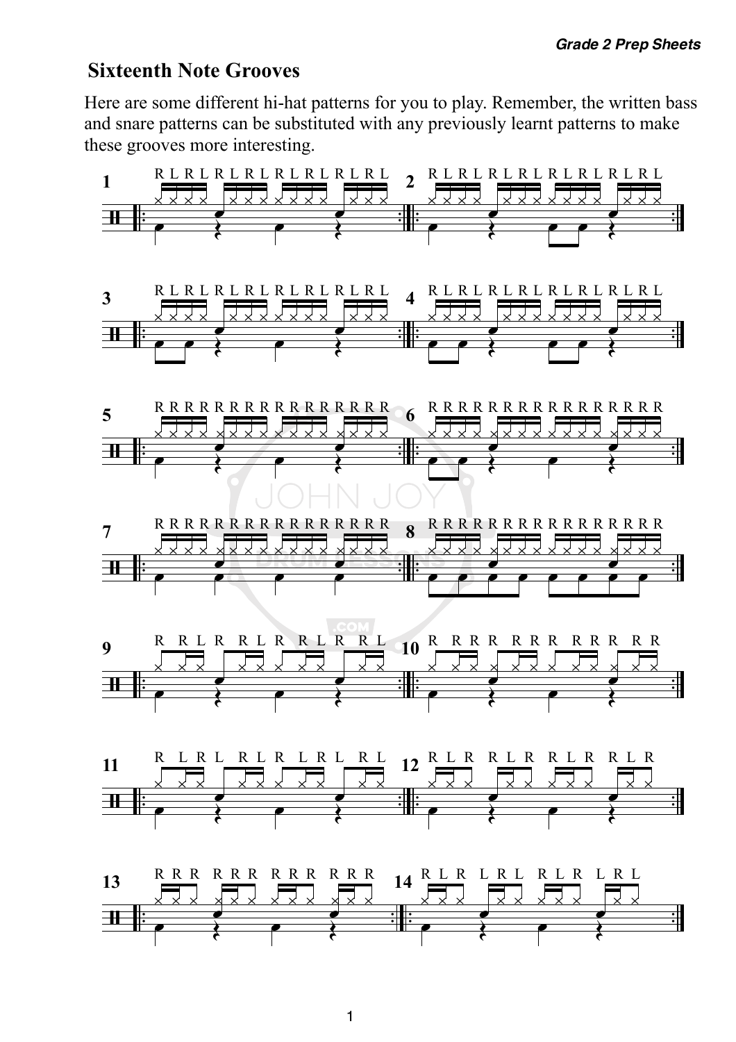## Sixteenth Note Grooves

Here are some different hi-hat patterns for you to play. Remember, the written bass and snare patterns can be substituted with any previously learnt patterns to make these grooves more interesting.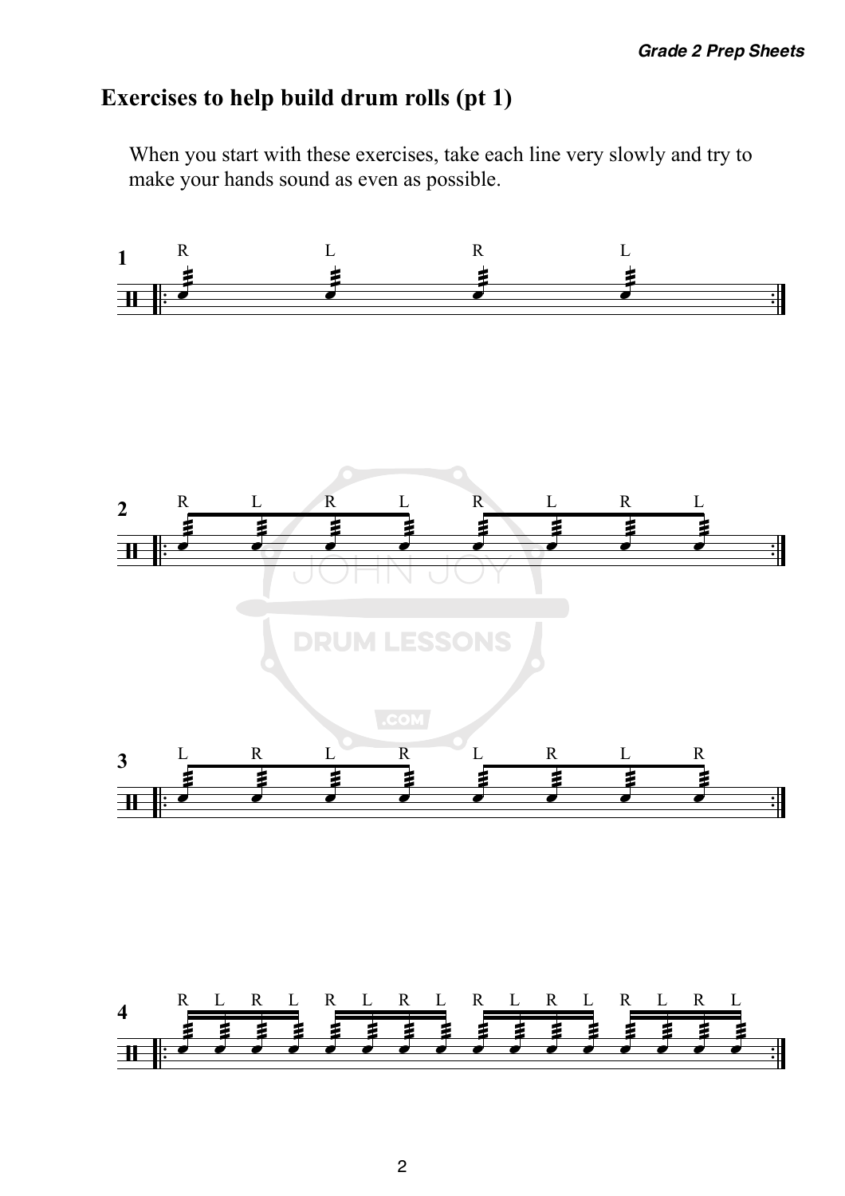## Exercises to help build drum rolls (pt 1)

When you start with these exercises, take each line very slowly and try to make your hands sound as even as possible.

**1**

R L R L

**2**

R L R L R L R L

**3**

L R L R L R L R

**4**

R L R L R L R L R L R L R L R L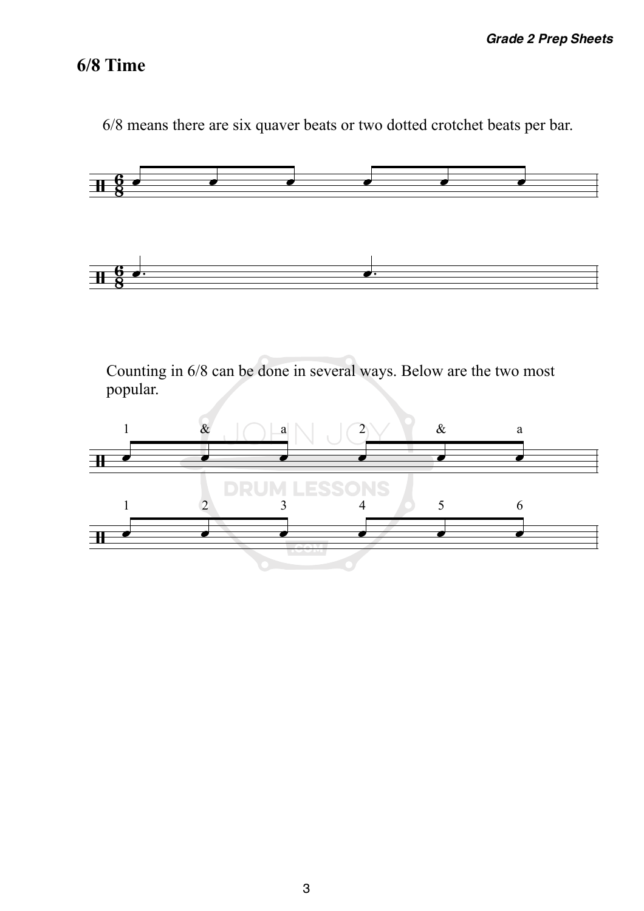## 6/8 Time

6/8 means there are six quaver beats or two dotted crotchet beats per bar.

Counting in 6/8 can be done in several ways. Below are the two most popular.

1 & a 2 & a

1 2 3 4 5 6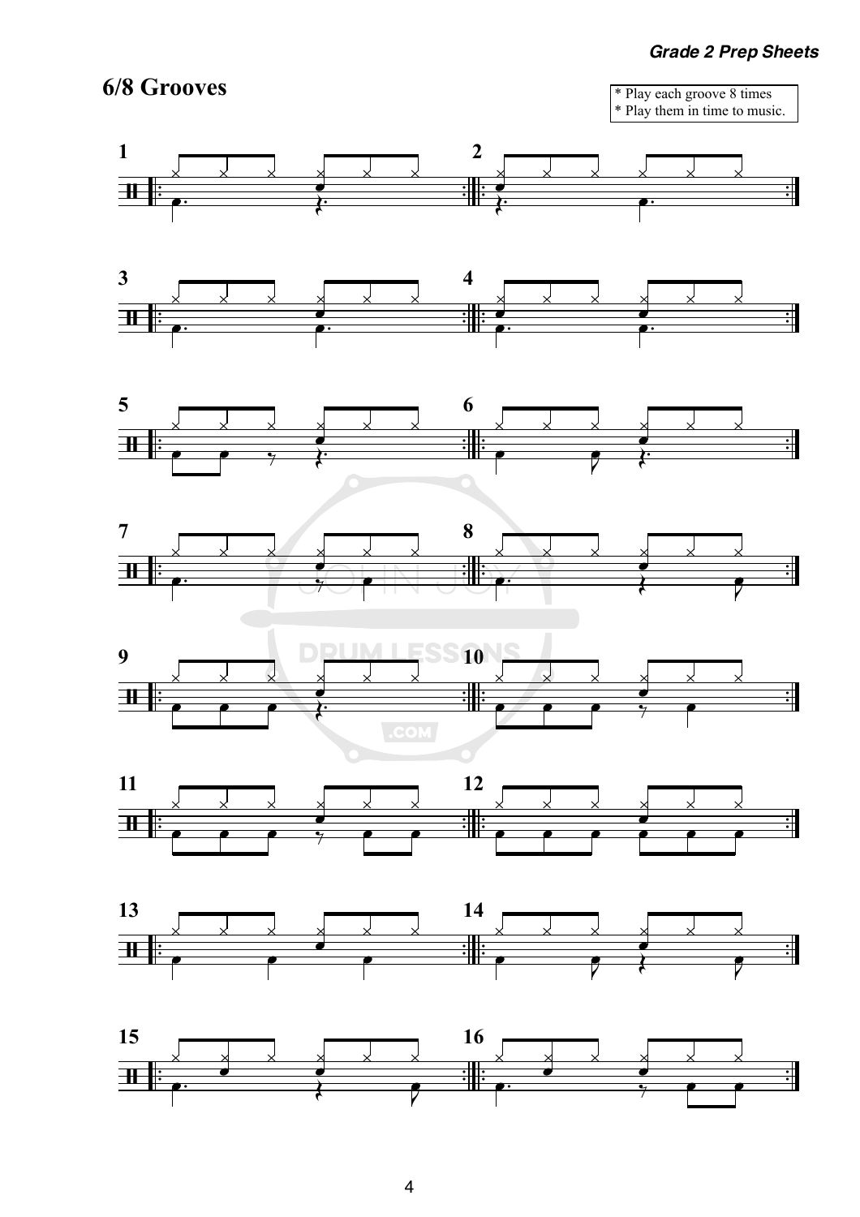# 6/8 Grooves

* Play each groove 8 times
* Play them in time to music.

1

2

3

4

5

6

7

8

9

10

11

12

13

14

15

16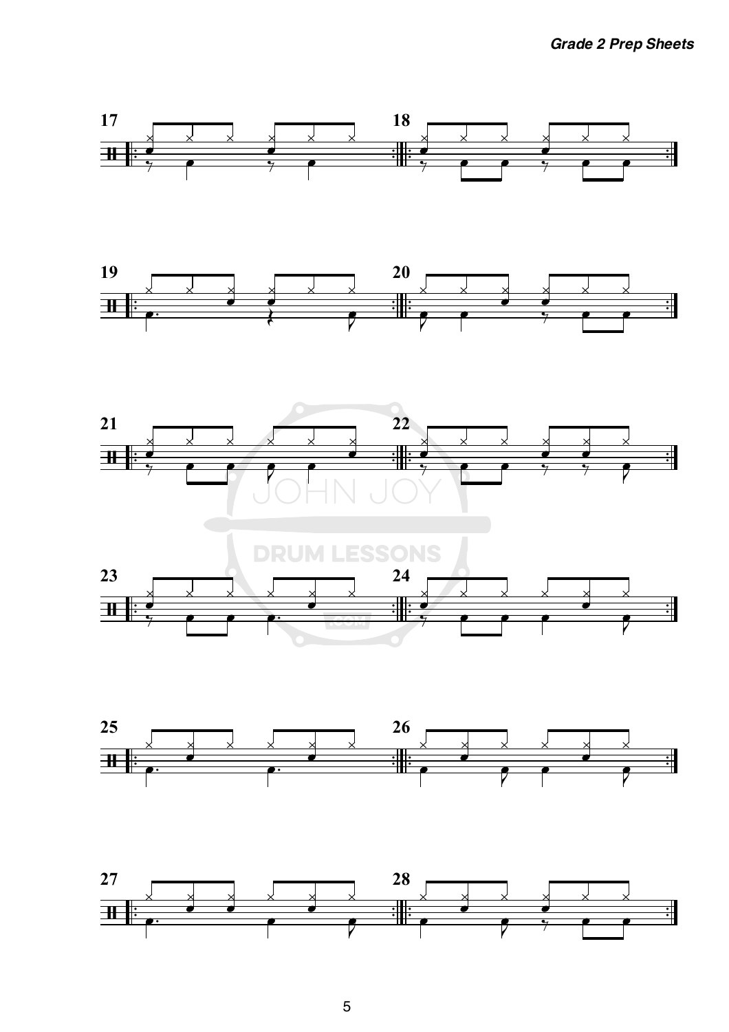17

18

19

20

21

22

23

24

25

26

27

28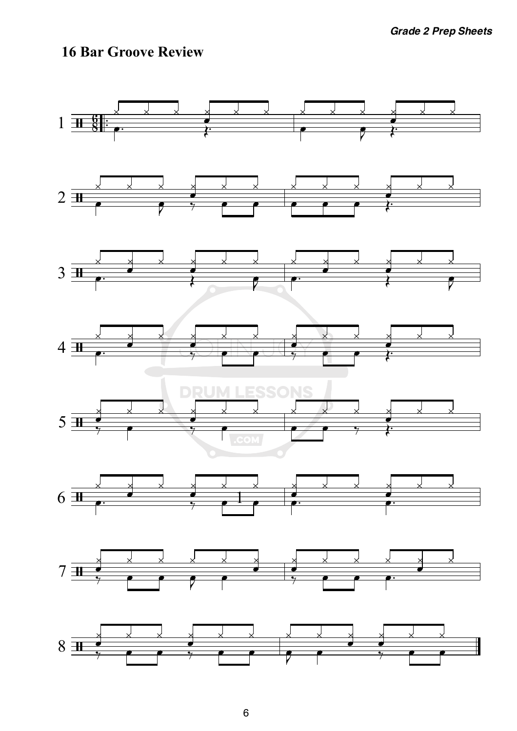## 16 Bar Groove Review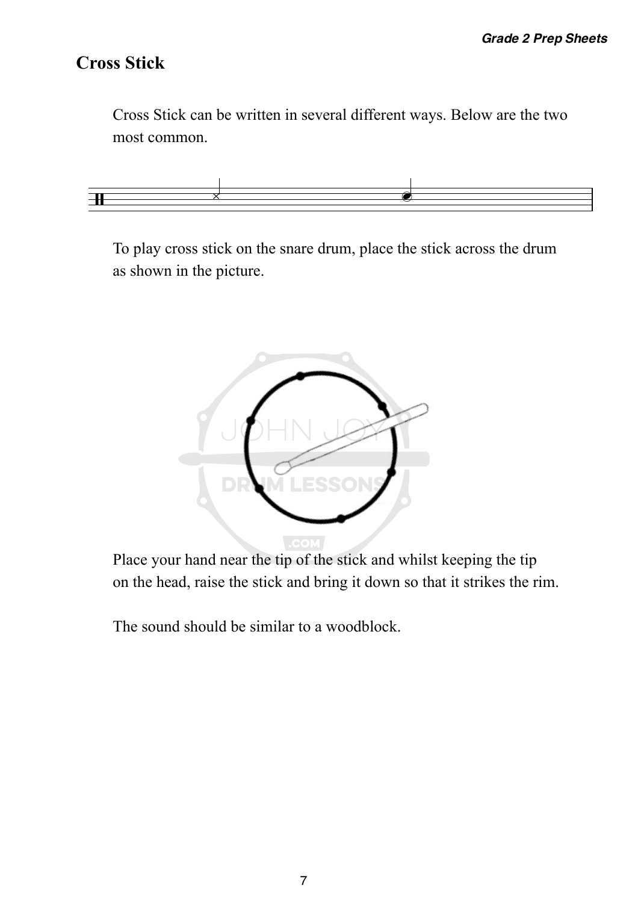## Cross Stick

Cross Stick can be written in several different ways. Below are the two most common.

To play cross stick on the snare drum, place the stick across the drum as shown in the picture.

Place your hand near the tip of the stick and whilst keeping the tip on the head, raise the stick and bring it down so that it strikes the rim.

The sound should be similar to a woodblock.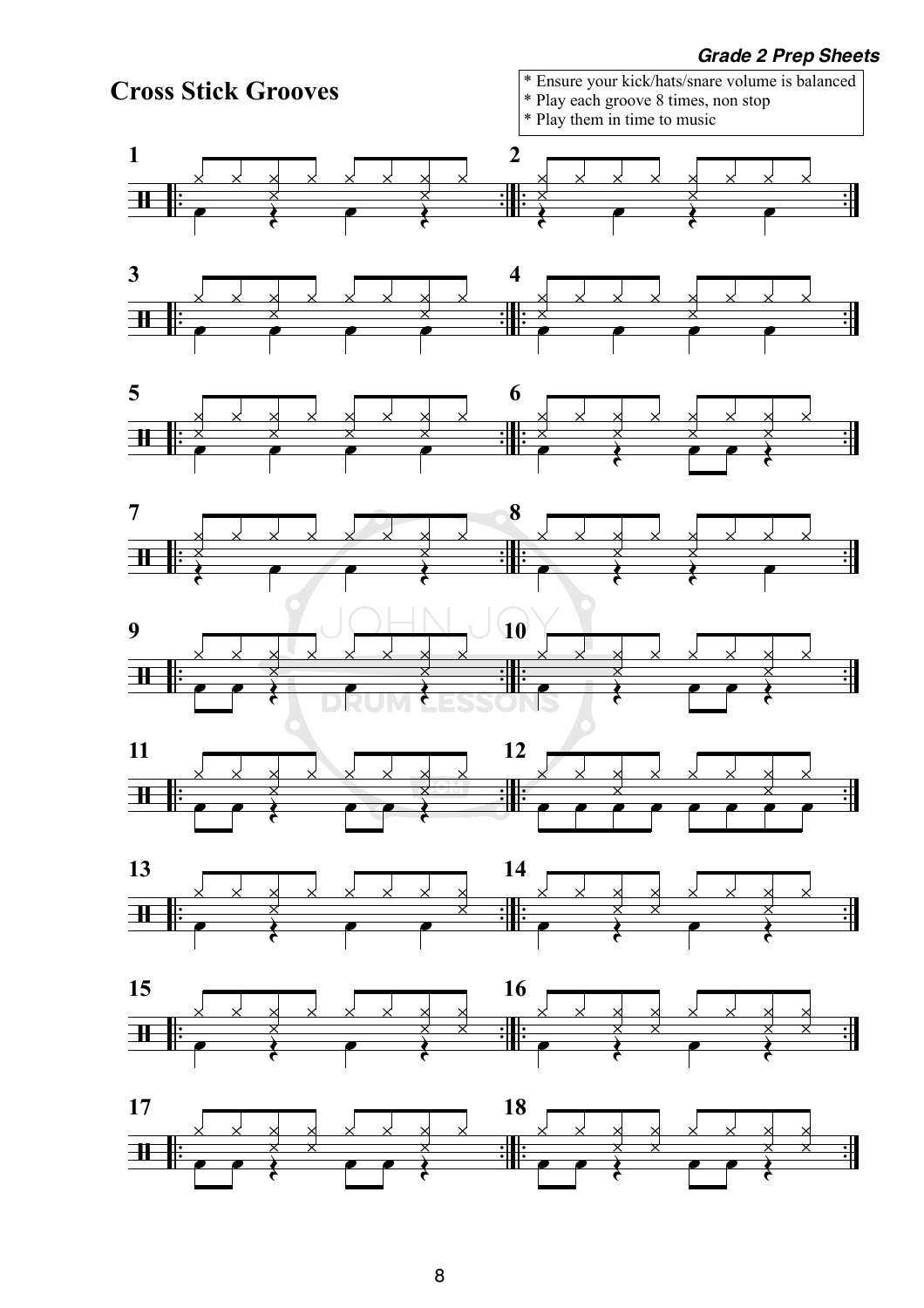# Cross Stick Grooves

* Ensure your kick/hats/snare volume is balanced
* Play each groove 8 times, non stop
* Play them in time to music

1

2

3

4

5

6

7

8

9

10

11

12

13

14

15

16

17

18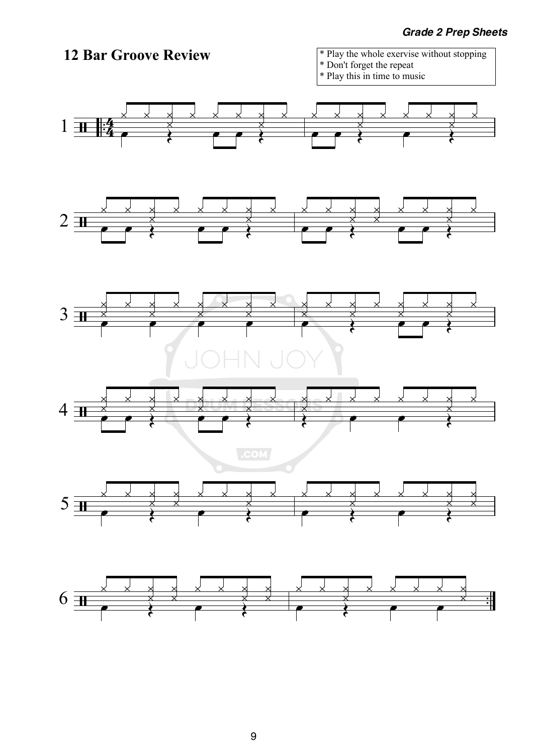## 12 Bar Groove Review

- Play the whole exervise without stopping
- Don't forget the repeat
- Play this in time to music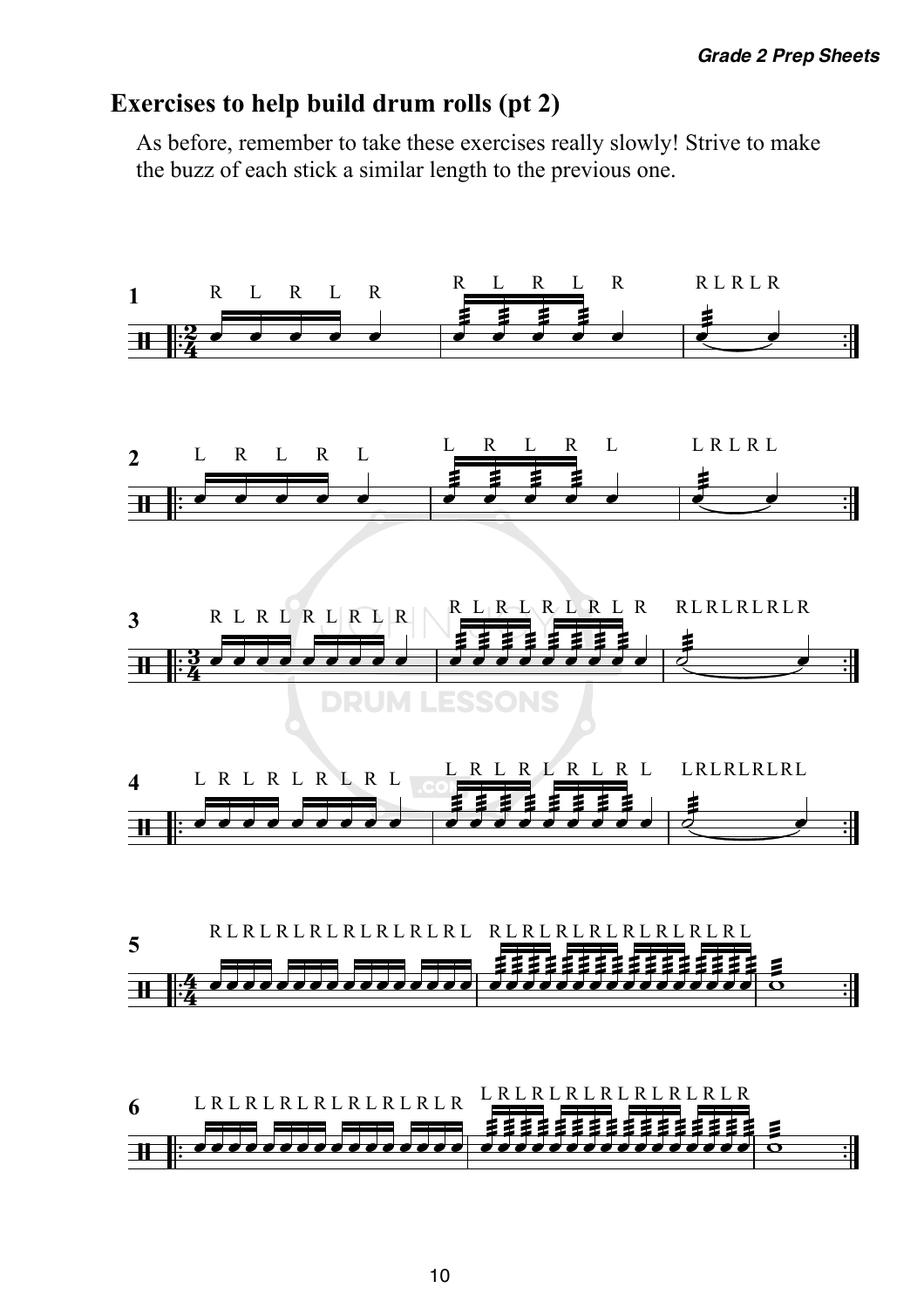## Exercises to help build drum rolls (pt 2)

As before, remember to take these exercises really slowly! Strive to make the buzz of each stick a similar length to the previous one.

**1**

R L R L R &nbsp;&nbsp; R L R L R &nbsp;&nbsp; R L R L R

**2**

L R L R L &nbsp;&nbsp; L R L R L &nbsp;&nbsp; L R L R L

**3**

R L R L R L R L R &nbsp;&nbsp; R L R L R L R L R &nbsp;&nbsp; RLRLRLRLR

**4**

L R L R L R L R L &nbsp;&nbsp; L R L R L R L R L &nbsp;&nbsp; LRLRLRLRL

**5**

R L R L R L R L R L R L R L R L &nbsp;&nbsp; R L R L R L R L R L R L R L R L

**6**

L R L R L R L R L R L R L R L R &nbsp;&nbsp; L R L R L R L R L R L R L R L R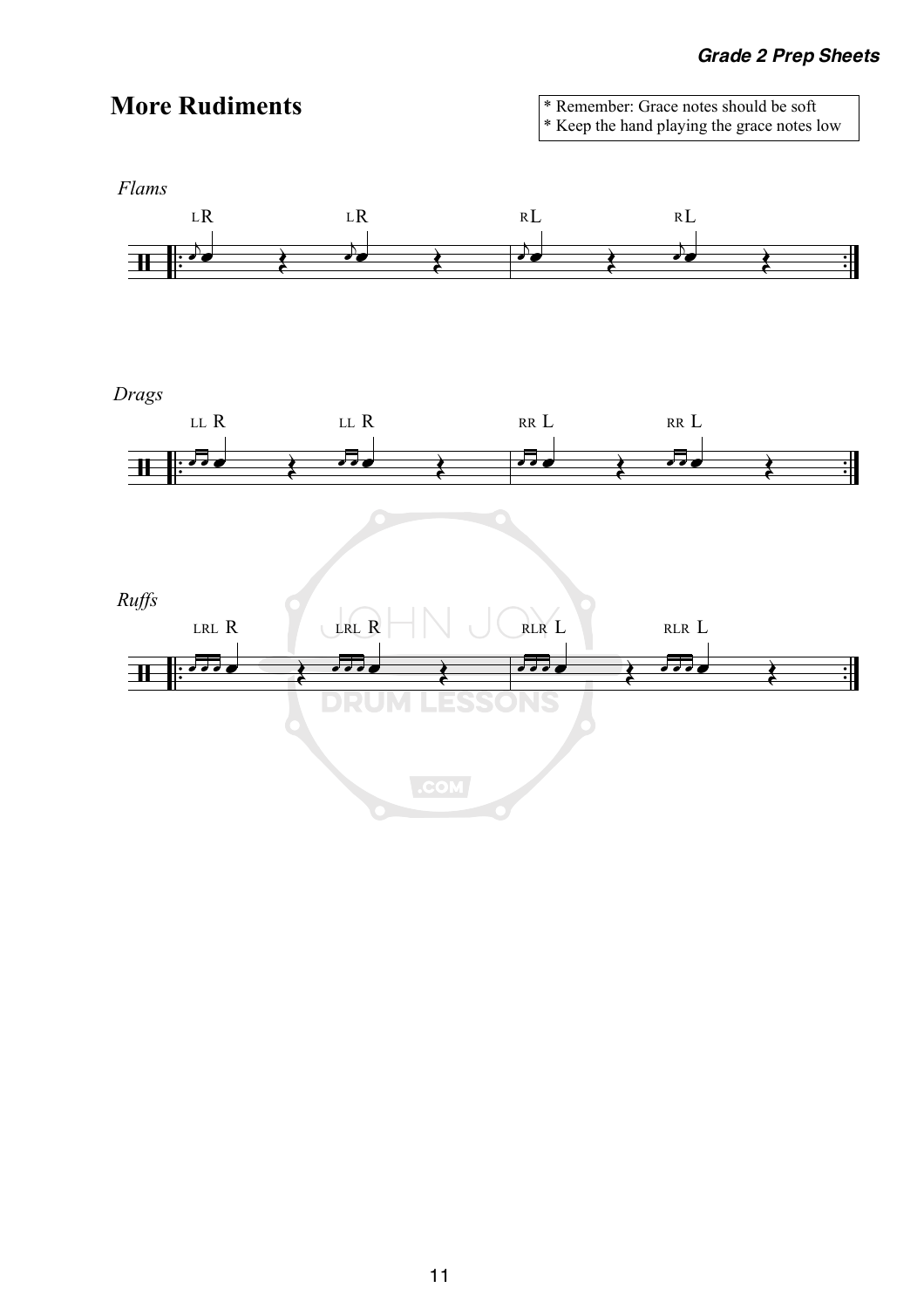# More Rudiments

* Remember: Grace notes should be soft
* Keep the hand playing the grace notes low

*Flams*

LR LR RL RL

*Drags*

LL R LL R RR L RR L

*Ruffs*

LRL R LRL R RLR L RLR L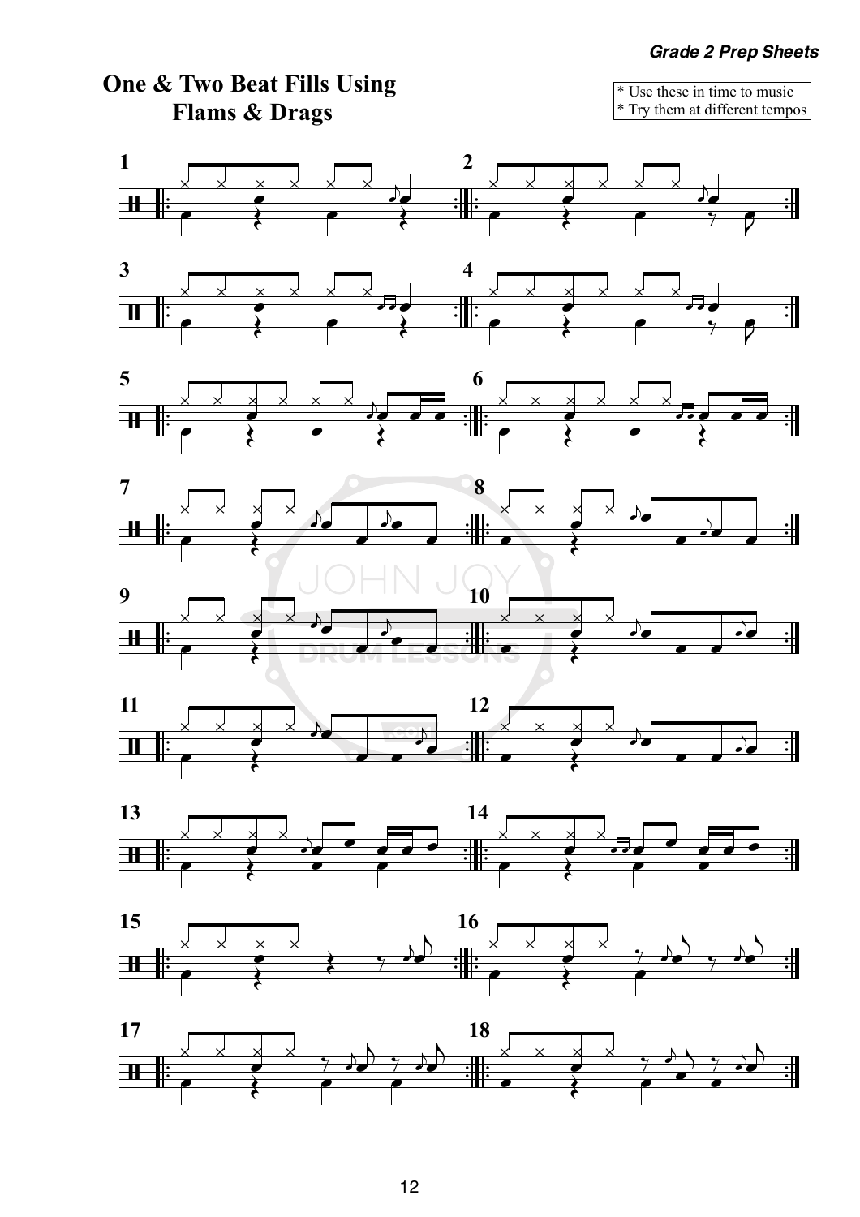# One & Two Beat Fills Using Flams & Drags

* Use these in time to music
* Try them at different tempos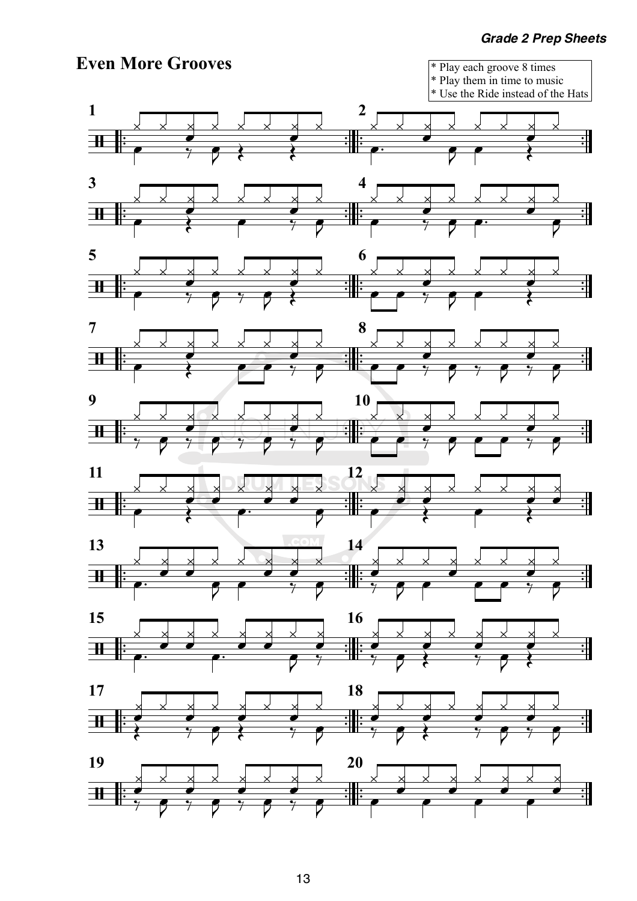# Even More Grooves

* Play each groove 8 times
* Play them in time to music
* Use the Ride instead of the Hats

1

2

3

4

5

6

7

8

9

10

11

12

13

14

15

16

17

18

19

20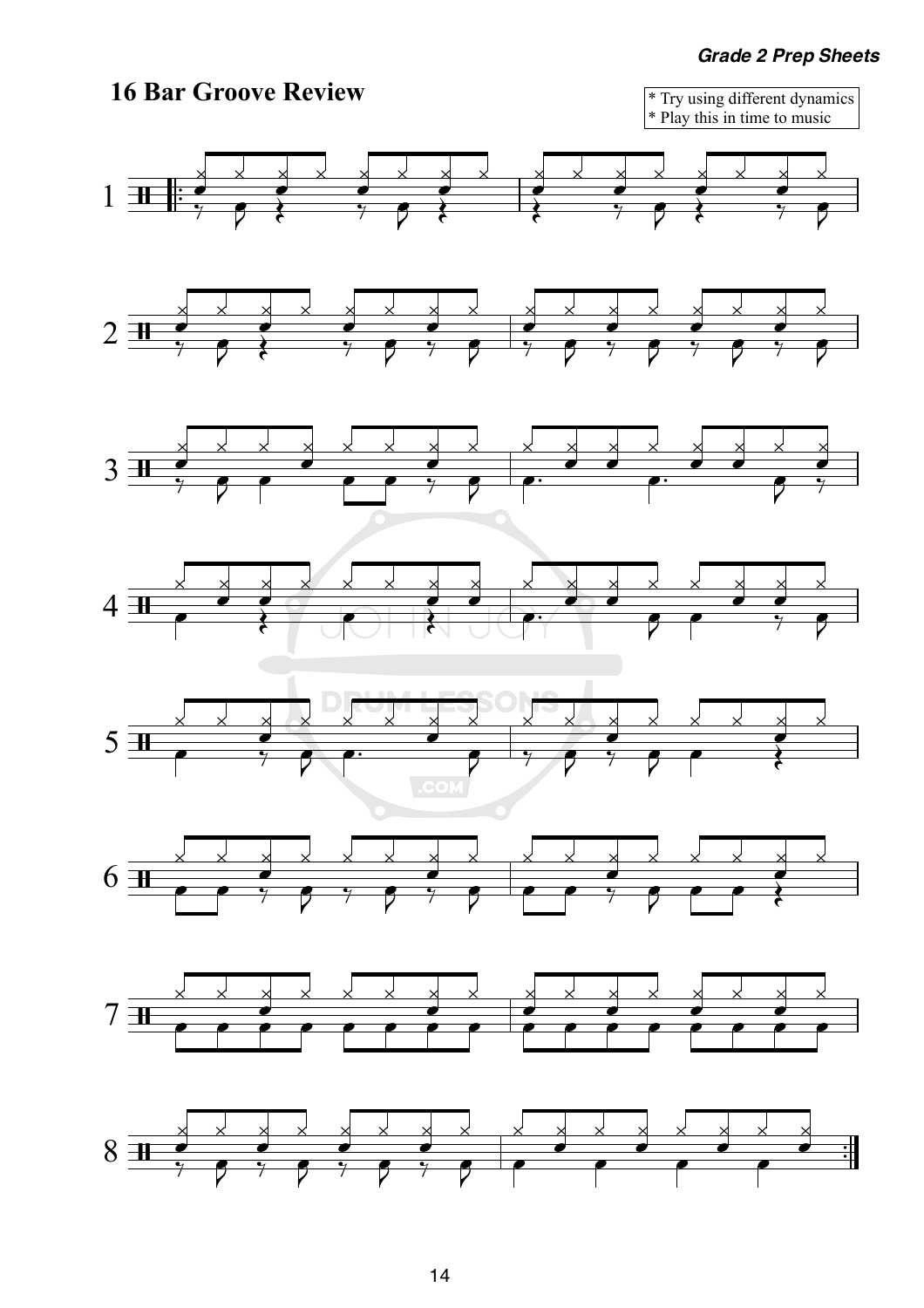# 16 Bar Groove Review

* Try using different dynamics
* Play this in time to music

1

2

3

4

5

6

7

8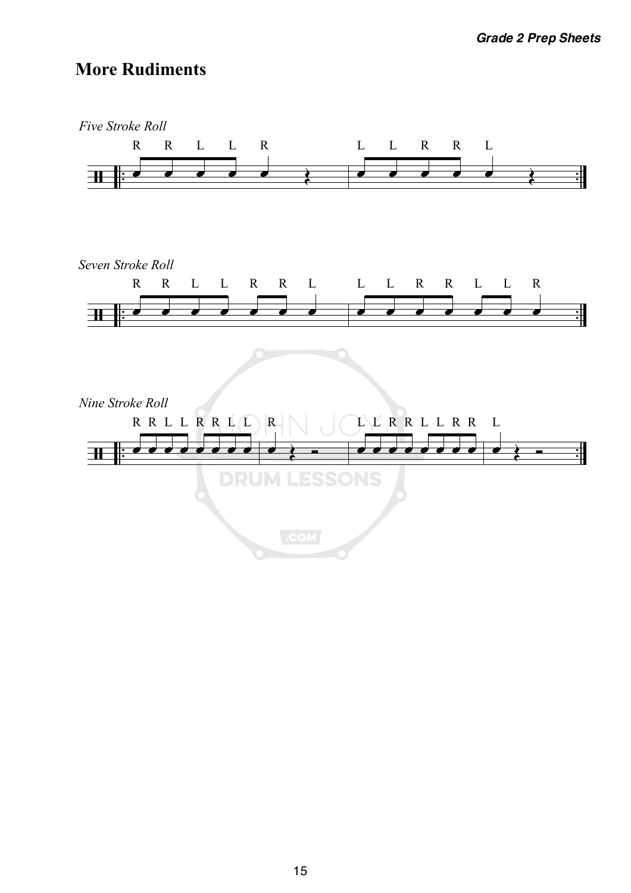## More Rudiments

*Five Stroke Roll*

R R L L R L L R R L

*Seven Stroke Roll*

R R L L R R L L L R R L L R

*Nine Stroke Roll*

R R L L R R L L R L L R R L L R R L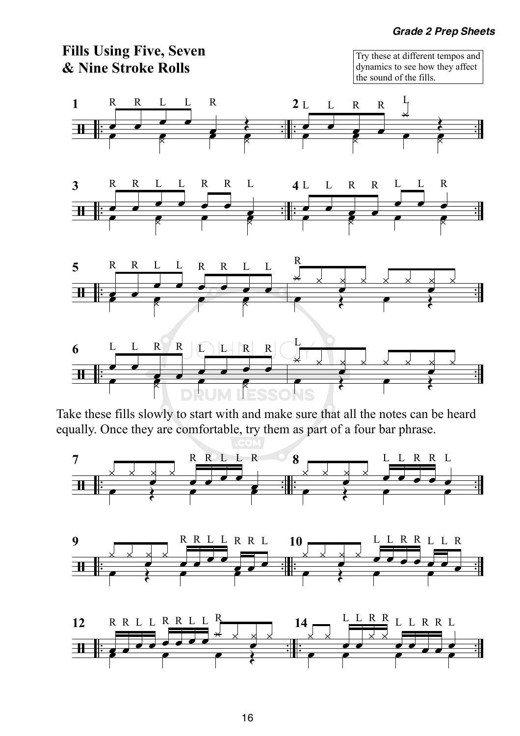## Fills Using Five, Seven & Nine Stroke Rolls

Try these at different tempos and dynamics to see how they affect the sound of the fills.

Take these fills slowly to start with and make sure that all the notes can be heard equally. Once they are comfortable, try them as part of a four bar phrase.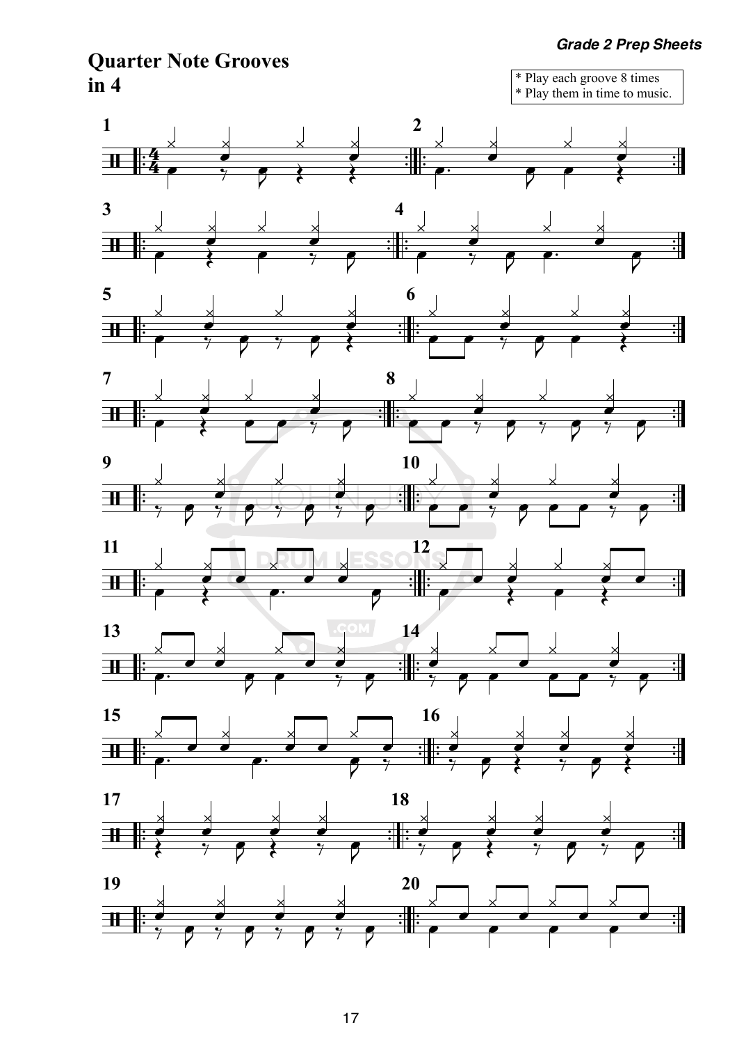# Quarter Note Grooves in 4

* Play each groove 8 times
* Play them in time to music.

1 2 3 4 5 6 7 8 9 10 11 12 13 14 15 16 17 18 19 20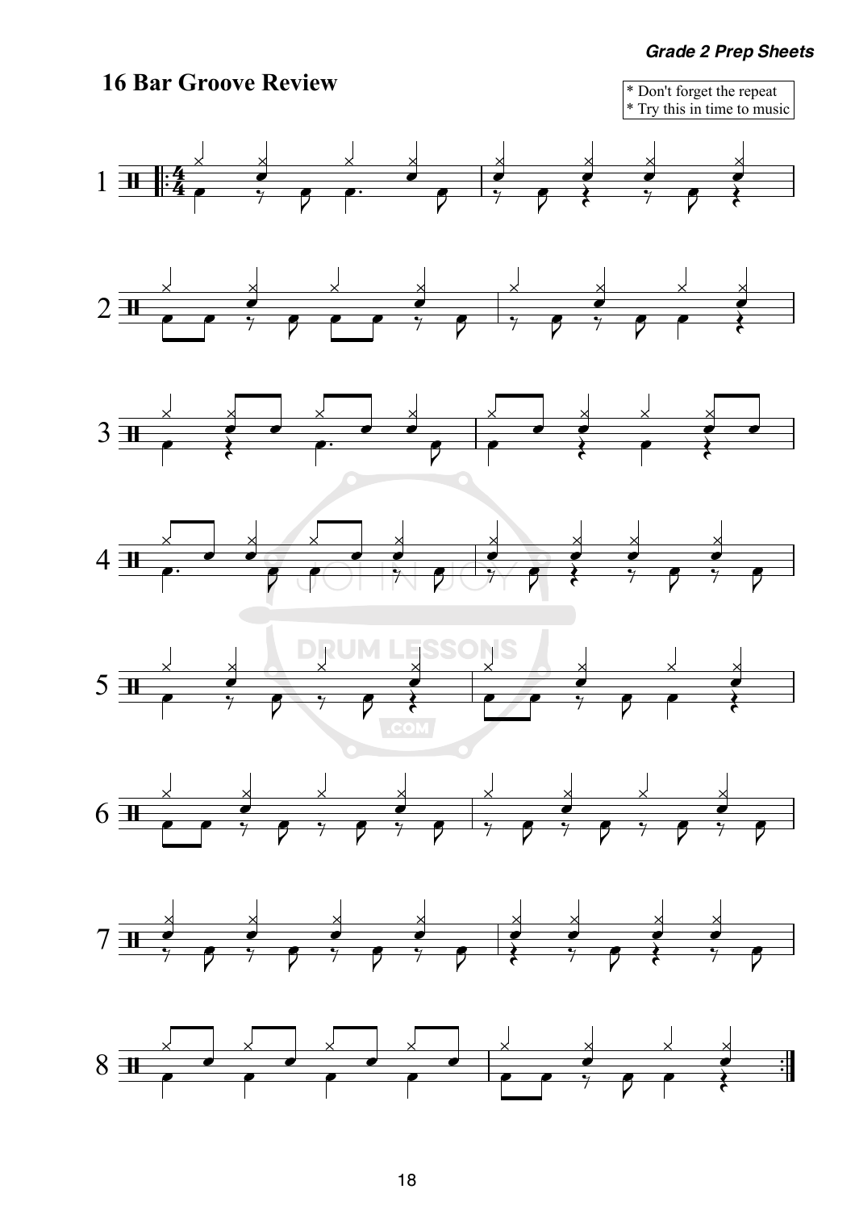# 16 Bar Groove Review

* Don't forget the repeat
* Try this in time to music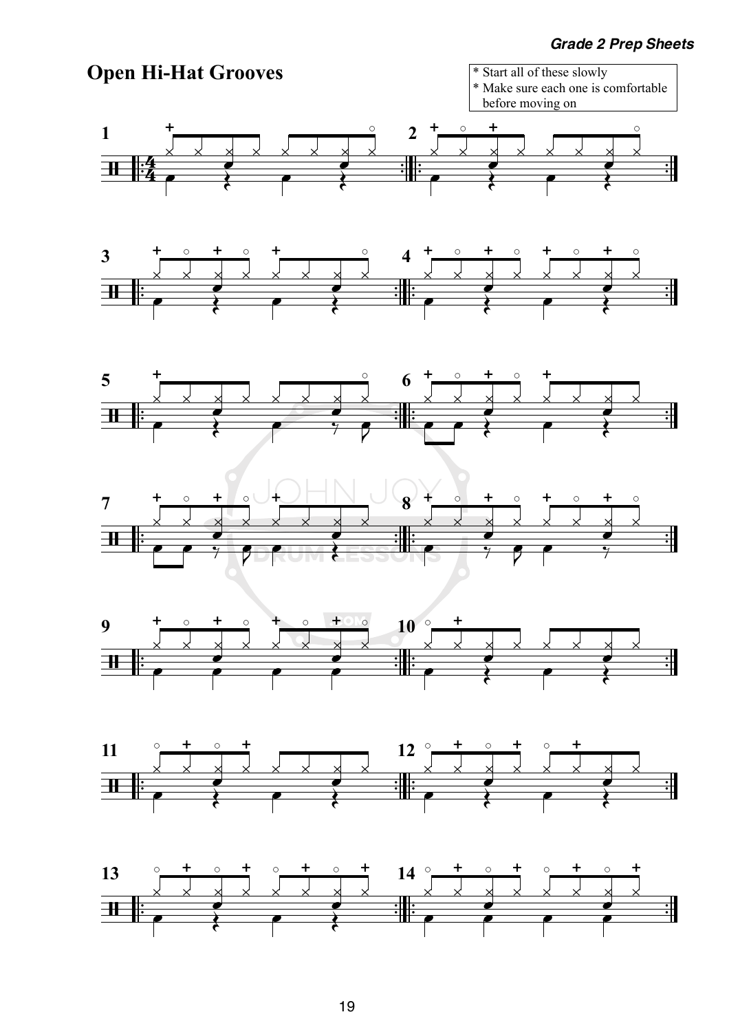# Open Hi-Hat Grooves

* Start all of these slowly
* Make sure each one is comfortable before moving on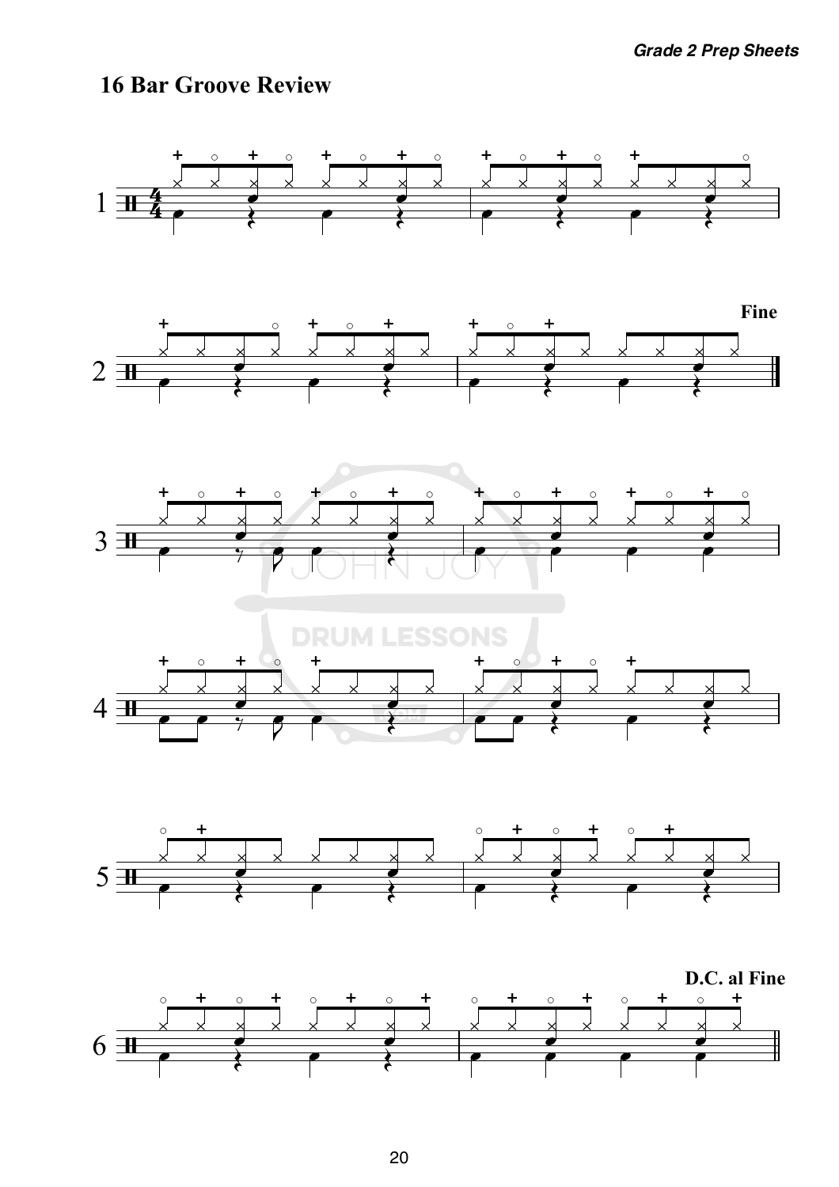## 16 Bar Groove Review

1

2

Fine

3

4

5

6

D.C. al Fine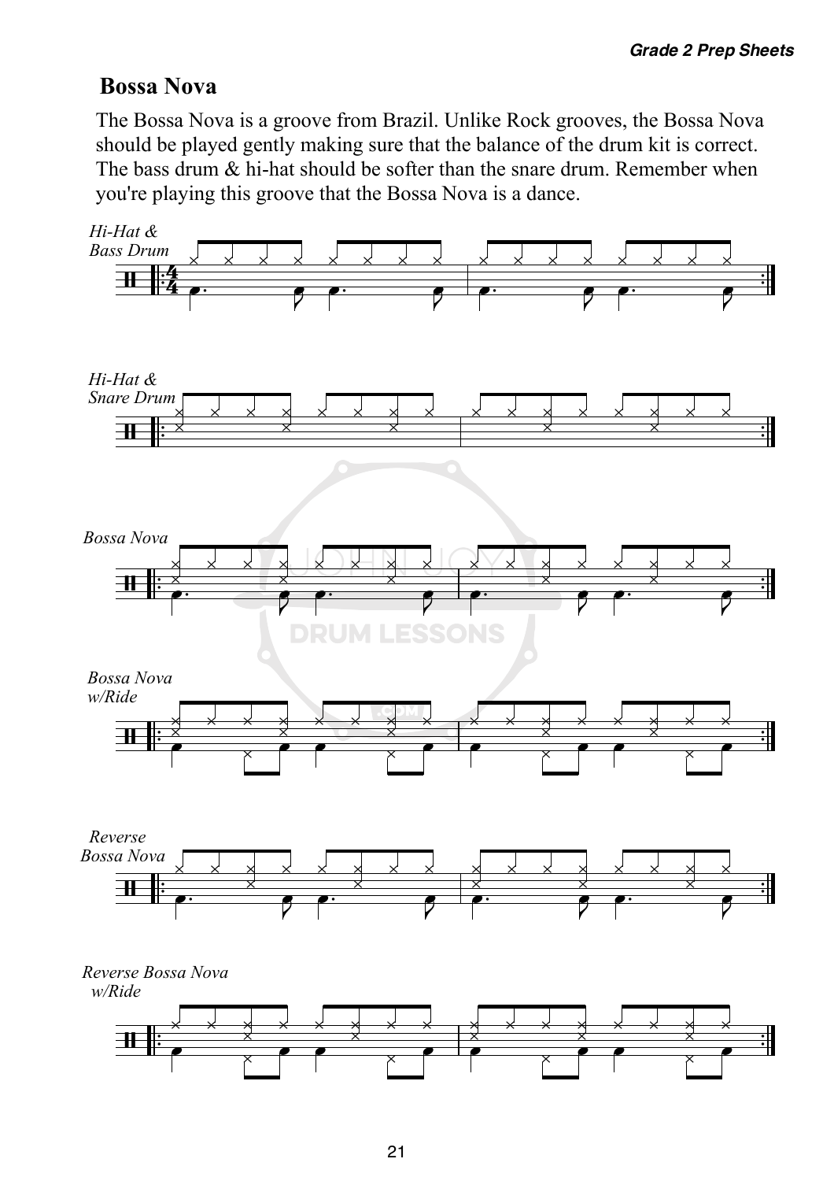## Bossa Nova

The Bossa Nova is a groove from Brazil. Unlike Rock grooves, the Bossa Nova should be played gently making sure that the balance of the drum kit is correct. The bass drum & hi-hat should be softer than the snare drum. Remember when you're playing this groove that the Bossa Nova is a dance.

*Hi-Hat & Bass Drum*

*Hi-Hat & Snare Drum*

*Bossa Nova*

*Bossa Nova w/Ride*

*Reverse Bossa Nova*

*Reverse Bossa Nova w/Ride*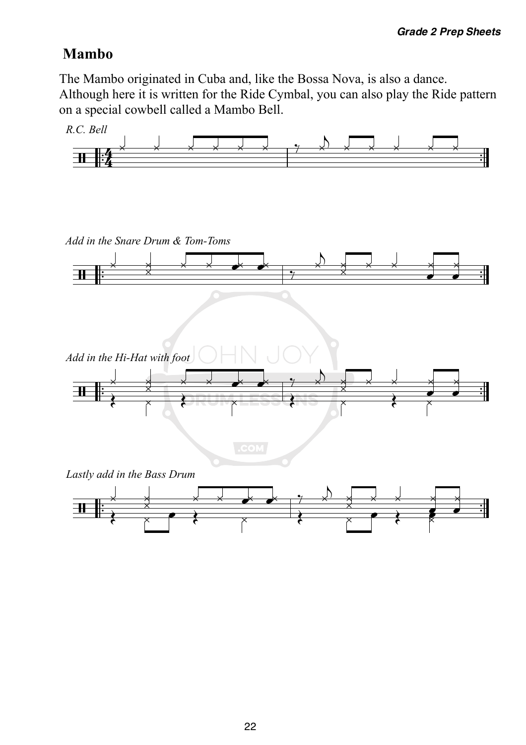## Mambo

The Mambo originated in Cuba and, like the Bossa Nova, is also a dance. Although here it is written for the Ride Cymbal, you can also play the Ride pattern on a special cowbell called a Mambo Bell.

*R.C. Bell*

*Add in the Snare Drum & Tom-Toms*

*Add in the Hi-Hat with foot*

*Lastly add in the Bass Drum*